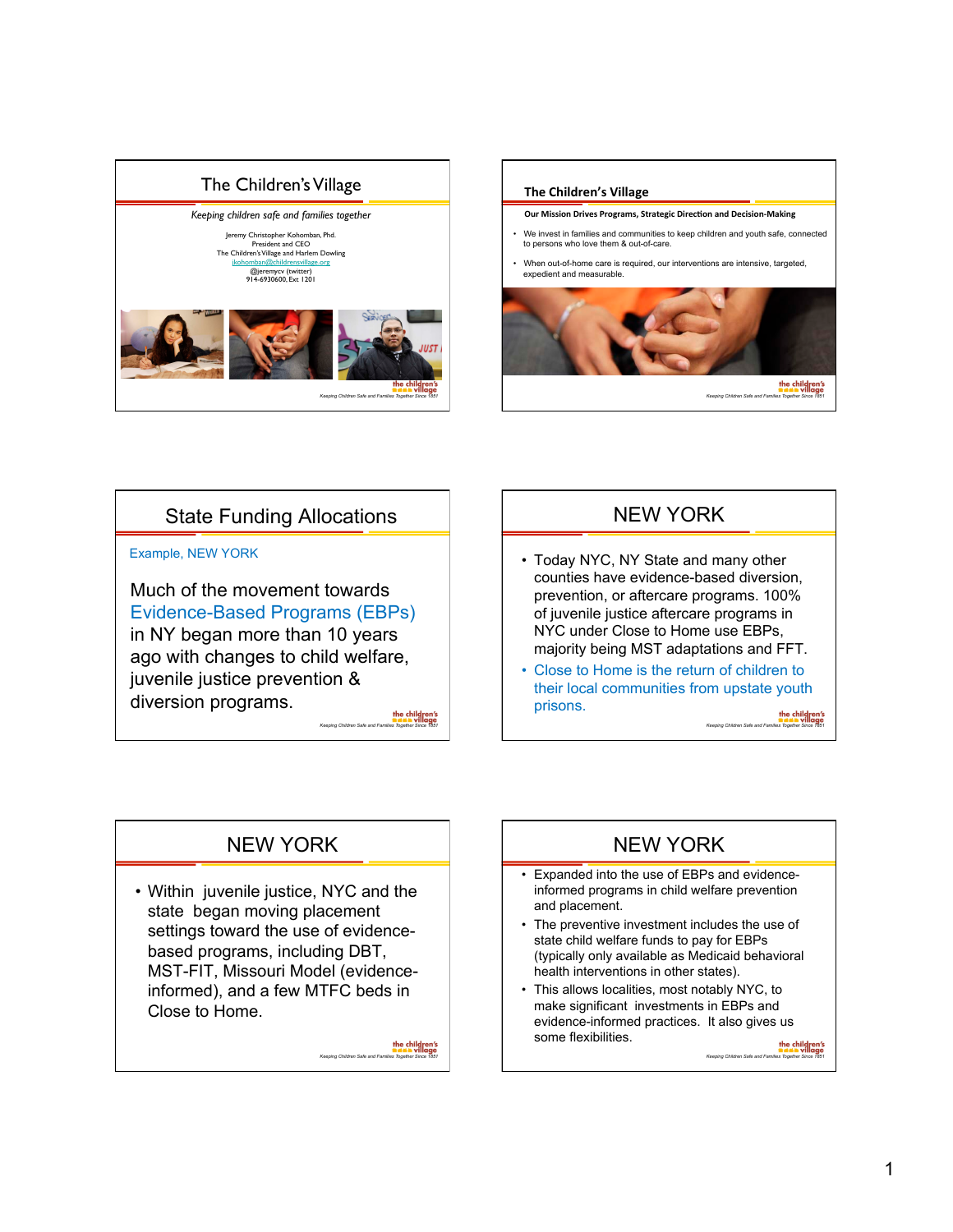# The Children's Village

*Keeping children safe and families together*

Jeremy Christopher Kohomban, Phd.
President and CEO
The Children's Village and Harlem Dowling
jkohomban@childrensvillage.org
@jeremycv (twitter)
914-6930600, Ext 1201

*Keeping Children Safe and Families Together Since 1851*

# The Children's Village

**Our Mission Drives Programs, Strategic Direction and Decision-Making**

- We invest in families and communities to keep children and youth safe, connected to persons who love them & out-of-care.
- When out-of-home care is required, our interventions are intensive, targeted, expedient and measurable.

*Keeping Children Safe and Families Together Since 1851*

# State Funding Allocations

Example, NEW YORK

Much of the movement towards Evidence-Based Programs (EBPs) in NY began more than 10 years ago with changes to child welfare, juvenile justice prevention & diversion programs.

*Keeping Children Safe and Families Together Since 1851*

# NEW YORK

- Today NYC, NY State and many other counties have evidence-based diversion, prevention, or aftercare programs. 100% of juvenile justice aftercare programs in NYC under Close to Home use EBPs, majority being MST adaptations and FFT.
- Close to Home is the return of children to their local communities from upstate youth prisons.

*Keeping Children Safe and Families Together Since 1851*

# NEW YORK

- Within juvenile justice, NYC and the state began moving placement settings toward the use of evidence-based programs, including DBT, MST-FIT, Missouri Model (evidence-informed), and a few MTFC beds in Close to Home.

*Keeping Children Safe and Families Together Since 1851*

# NEW YORK

- Expanded into the use of EBPs and evidence-informed programs in child welfare prevention and placement.
- The preventive investment includes the use of state child welfare funds to pay for EBPs (typically only available as Medicaid behavioral health interventions in other states).
- This allows localities, most notably NYC, to make significant investments in EBPs and evidence-informed practices. It also gives us some flexibilities.

*Keeping Children Safe and Families Together Since 1851*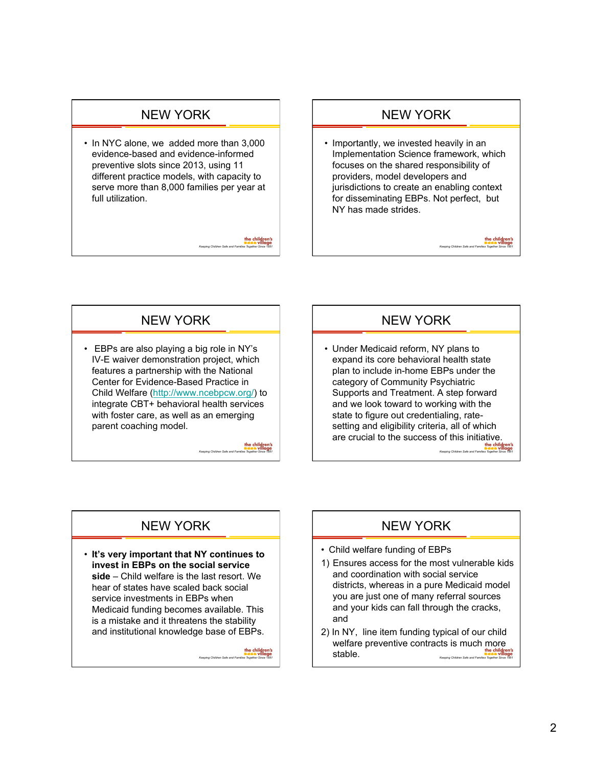## NEW YORK

- In NYC alone, we added more than 3,000 evidence-based and evidence-informed preventive slots since 2013, using 11 different practice models, with capacity to serve more than 8,000 families per year at full utilization.

## NEW YORK

- Importantly, we invested heavily in an Implementation Science framework, which focuses on the shared responsibility of providers, model developers and jurisdictions to create an enabling context for disseminating EBPs. Not perfect, but NY has made strides.

## NEW YORK

- EBPs are also playing a big role in NY's IV-E waiver demonstration project, which features a partnership with the National Center for Evidence-Based Practice in Child Welfare (http://www.ncebpcw.org/) to integrate CBT+ behavioral health services with foster care, as well as an emerging parent coaching model.

## NEW YORK

- Under Medicaid reform, NY plans to expand its core behavioral health state plan to include in-home EBPs under the category of Community Psychiatric Supports and Treatment. A step forward and we look toward to working with the state to figure out credentialing, rate-setting and eligibility criteria, all of which are crucial to the success of this initiative.

## NEW YORK

- **It's very important that NY continues to invest in EBPs on the social service side** – Child welfare is the last resort. We hear of states have scaled back social service investments in EBPs when Medicaid funding becomes available. This is a mistake and it threatens the stability and institutional knowledge base of EBPs.

## NEW YORK

- Child welfare funding of EBPs

1) Ensures access for the most vulnerable kids and coordination with social service districts, whereas in a pure Medicaid model you are just one of many referral sources and your kids can fall through the cracks, and
2) In NY, line item funding typical of our child welfare preventive contracts is much more stable.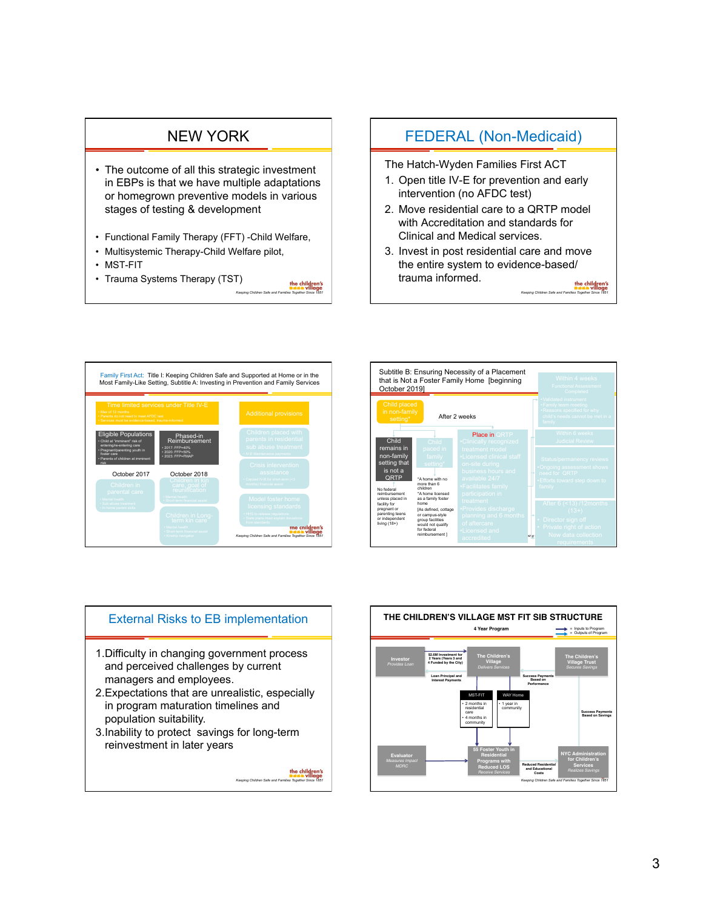## NEW YORK

- The outcome of all this strategic investment in EBPs is that we have multiple adaptations or homegrown preventive models in various stages of testing & development

- Functional Family Therapy (FFT) -Child Welfare,
- Multisystemic Therapy-Child Welfare pilot,
- MST-FIT
- Trauma Systems Therapy (TST)

## FEDERAL (Non-Medicaid)

The Hatch-Wyden Families First ACT

1. Open title IV-E for prevention and early intervention (no AFDC test)
2. Move residential care to a QRTP model with Accreditation and standards for Clinical and Medical services.
3. Invest in post residential care and move the entire system to evidence-based/ trauma informed.

## Family First Act: Title I: Keeping Children Safe and Supported at Home or in the Most Family-Like Setting, Subtitle A: Investing in Prevention and Family Services

Time limited services under Title IV-E
- Max of 12 months
- Parents do not need to meet AFDC test
- Services must be evidence-based, trauma-informed

Eligible Populations
- Child at "imminent" risk of entering/re-entering care
- Pregnant/parenting youth in foster care
- Parents of children at imminent risk

Phased-in Reimbursement
- 2017: FFP=40%
- 2020: FFP=50%
- 2023: FFP=FMAP

October 2017

October 2018

Children in parental care
- Mental health
- Sub abuse treatment
- In-home parent skills

Children in kin care, goal of reunification
- Mental health
- Short-term financial assist

Children in Long-term kin care
- Mental health
- Short-term financial assist
- Kinship navigator

Additional provisions

Children placed with parents in residential sub abuse treatment
- IV-E Maintenance payments

Crisis intervention assistance
- Capped IV-B for short-term (<3 months) financial assist

Model foster home licensing standards
- HHS to release regulations
- State plans must explain deviations from standards

## Subtitle B: Ensuring Necessity of a Placement that is Not a Foster Family Home [beginning October 2019]

Child placed in non-family setting*

After 2 weeks

Child remains in non-family setting that is not a QRTP

No federal reimbursement unless placed in facility for pregnant or parenting teens or independent living (18+)

Child paced in family setting*

*A home with no more than 6 children

*A home licensed as a family foster home

[As defined, cottage or campus-style group facilities would not qualify for federal reimbursement]

Place in QRTP
- Clinically recognized treatment model
- Licensed clinical staff on-site during business hours and available 24/7
- Facilitates family participation in treatment
- Provides discharge planning and 6 months of aftercare
- Licensed and accredited

Within 4 weeks
Functional Assessment Completed
- Validated instrument
- Family team meeting
- Reasons specified for why child's needs cannot be met in a family

Within 6 weeks
Judicial Review

Status/permanency reviews
- Ongoing assessment shows need for QRTP
- Efforts toward step down to family

After 6 (<13) /12months (13+)
- Director sign off
- Private right of action
- New data collection requirements

## External Risks to EB implementation

1. Difficulty in changing government process and perceived challenges by current managers and employees.
2. Expectations that are unrealistic, especially in program maturation timelines and population suitability.
3. Inability to protect savings for long-term reinvestment in later years

## THE CHILDREN'S VILLAGE MST FIT SIB STRUCTURE

4 Year Program

= Inputs to Program
= Outputs of Program

Investor
*Provides Loan*

$2.6M Investment for 2 Years (Years 3 and 4 Funded by the City)

Loan Principal and Interest Payments

The Children's Village
*Delivers Services*

Success Payments Based on Performance

The Children's Village Trust
*Secures Savings*

MST-FIT
- 2 months in residential care
- 4 months in community

WAY Home
- 1 year in community

Success Payments Based on Savings

Evaluator
*Measures Impact*
*MDRC*

55 Foster Youth in Residential Programs with Reduced LOS
*Receive Services*

Reduced Residential and Educational Costs

NYC Administration for Children's Services
*Realizes Savings*